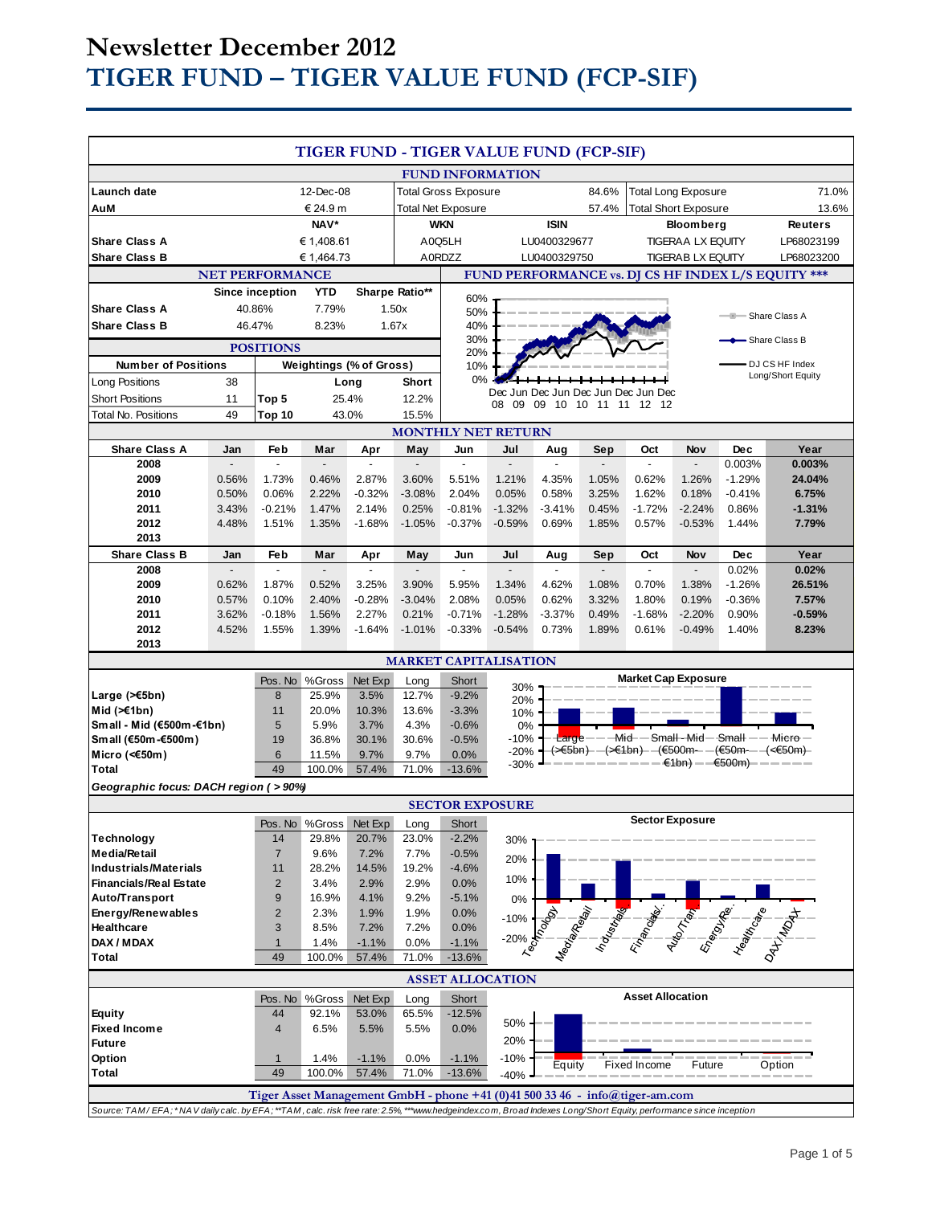# Newsletter December 2012
# TIGER FUND – TIGER VALUE FUND (FCP-SIF)

## TIGER FUND - TIGER VALUE FUND (FCP-SIF)

### FUND INFORMATION

| | | | | | |
|---|---|---|---|---|---|
| **Launch date** | 12-Dec-08 | Total Gross Exposure | 84.6% | Total Long Exposure | 71.0% |
| **AuM** | € 24.9 m | Total Net Exposure | 57.4% | Total Short Exposure | 13.6% |

| | NAV* | WKN | ISIN | Bloomberg | Reuters |
|---|---|---|---|---|---|
| **Share Class A** | € 1,408.61 | A0Q5LH | LU0400329677 | TIGERAA LX EQUITY | LP68023199 |
| **Share Class B** | € 1,464.73 | A0RDZZ | LU0400329750 | TIGERAB LX EQUITY | LP68023200 |

### NET PERFORMANCE

| | Since inception | YTD | Sharpe Ratio** |
|---|---|---|---|
| **Share Class A** | 40.86% | 7.79% | 1.50x |
| **Share Class B** | 46.47% | 8.23% | 1.67x |

### POSITIONS

| Number of Positions | | Weightings (% of Gross) | Long | Short |
|---|---|---|---|---|
| Long Positions | 38 | Top 5 | 25.4% | 12.2% |
| Short Positions | 11 | Top 10 | 43.0% | 15.5% |
| Total No. Positions | 49 | | | |

### FUND PERFORMANCE vs. DJ CS HF INDEX L/S EQUITY ***

### MONTHLY NET RETURN

| Share Class A | Jan | Feb | Mar | Apr | May | Jun | Jul | Aug | Sep | Oct | Nov | Dec | Year |
|---|---|---|---|---|---|---|---|---|---|---|---|---|---|
| 2008 | - | - | - | - | - | - | - | - | - | - | - | 0.003% | **0.003%** |
| 2009 | 0.56% | 1.73% | 0.46% | 2.87% | 3.60% | 5.51% | 1.21% | 4.35% | 1.05% | 0.62% | 1.26% | -1.29% | **24.04%** |
| 2010 | 0.50% | 0.06% | 2.22% | -0.32% | -3.08% | 2.04% | 0.05% | 0.58% | 3.25% | 1.62% | 0.18% | -0.41% | **6.75%** |
| 2011 | 3.43% | -0.21% | 1.47% | 2.14% | 0.25% | -0.81% | -1.32% | -3.41% | 0.45% | -1.72% | -2.24% | 0.86% | **-1.31%** |
| 2012 | 4.48% | 1.51% | 1.35% | -1.68% | -1.05% | -0.37% | -0.59% | 0.69% | 1.85% | 0.57% | -0.53% | 1.44% | **7.79%** |
| 2013 | | | | | | | | | | | | | |

| Share Class B | Jan | Feb | Mar | Apr | May | Jun | Jul | Aug | Sep | Oct | Nov | Dec | Year |
|---|---|---|---|---|---|---|---|---|---|---|---|---|---|
| 2008 | - | - | - | - | - | - | - | - | - | - | - | 0.02% | **0.02%** |
| 2009 | 0.62% | 1.87% | 0.52% | 3.25% | 3.90% | 5.95% | 1.34% | 4.62% | 1.08% | 0.70% | 1.38% | -1.26% | **26.51%** |
| 2010 | 0.57% | 0.10% | 2.40% | -0.28% | -3.04% | 2.08% | 0.05% | 0.62% | 3.32% | 1.80% | 0.19% | -0.36% | **7.57%** |
| 2011 | 3.62% | -0.18% | 1.56% | 2.27% | 0.21% | -0.71% | -1.28% | -3.37% | 0.49% | -1.68% | -2.20% | 0.90% | **-0.59%** |
| 2012 | 4.52% | 1.55% | 1.39% | -1.64% | -1.01% | -0.33% | -0.54% | 0.73% | 1.89% | 0.61% | -0.49% | 1.40% | **8.23%** |
| 2013 | | | | | | | | | | | | | |

### MARKET CAPITALISATION

| | Pos. No | %Gross | Net Exp | Long | Short |
|---|---|---|---|---|---|
| **Large (>€5bn)** | 8 | 25.9% | 3.5% | 12.7% | -9.2% |
| **Mid (>€1bn)** | 11 | 20.0% | 10.3% | 13.6% | -3.3% |
| **Small - Mid (€500m-€1bn)** | 5 | 5.9% | 3.7% | 4.3% | -0.6% |
| **Small (€50m-€500m)** | 19 | 36.8% | 30.1% | 30.6% | -0.5% |
| **Micro (<€50m)** | 6 | 11.5% | 9.7% | 9.7% | 0.0% |
| **Total** | 49 | 100.0% | 57.4% | 71.0% | -13.6% |

*Geographic focus: DACH region ( > 90%)*

### SECTOR EXPOSURE

| | Pos. No | %Gross | Net Exp | Long | Short |
|---|---|---|---|---|---|
| **Technology** | 14 | 29.8% | 20.7% | 23.0% | -2.2% |
| **Media/Retail** | 7 | 9.6% | 7.2% | 7.7% | -0.5% |
| **Industrials/Materials** | 11 | 28.2% | 14.5% | 19.2% | -4.6% |
| **Financials/Real Estate** | 2 | 3.4% | 2.9% | 2.9% | 0.0% |
| **Auto/Transport** | 9 | 16.9% | 4.1% | 9.2% | -5.1% |
| **Energy/Renewables** | 2 | 2.3% | 1.9% | 1.9% | 0.0% |
| **Healthcare** | 3 | 8.5% | 7.2% | 7.2% | 0.0% |
| **DAX / MDAX** | 1 | 1.4% | -1.1% | 0.0% | -1.1% |
| **Total** | 49 | 100.0% | 57.4% | 71.0% | -13.6% |

### ASSET ALLOCATION

| | Pos. No | %Gross | Net Exp | Long | Short |
|---|---|---|---|---|---|
| **Equity** | 44 | 92.1% | 53.0% | 65.5% | -12.5% |
| **Fixed Income** | 4 | 6.5% | 5.5% | 5.5% | 0.0% |
| **Future** | | | | | |
| **Option** | 1 | 1.4% | -1.1% | 0.0% | -1.1% |
| **Total** | 49 | 100.0% | 57.4% | 71.0% | -13.6% |

**Tiger Asset Management GmbH - phone +41 (0)41 500 33 46 - info@tiger-am.com**

*Source: TAM/ EFA; * NAV daily calc. by EFA; **TAM, calc. risk free rate: 2.5%, ***www.hedgeindex.com, Broad Indexes Long/Short Equity, performance since inception*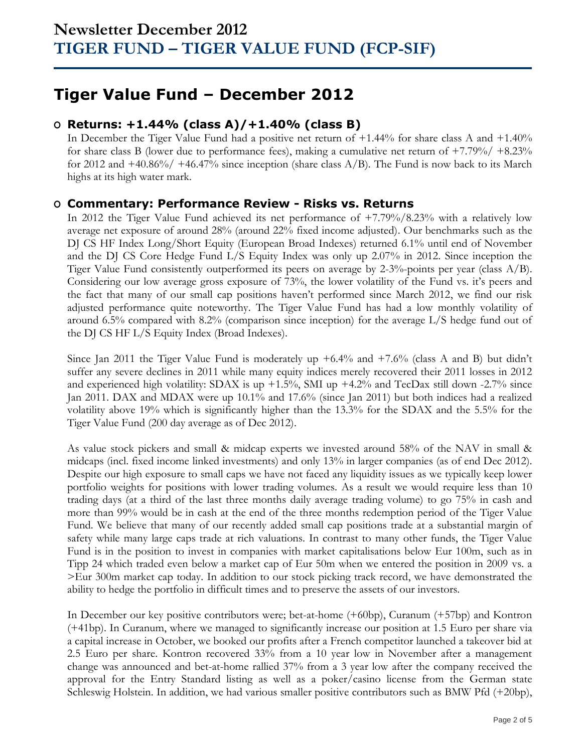# Newsletter December 2012
# TIGER FUND – TIGER VALUE FUND (FCP-SIF)

## Tiger Value Fund – December 2012

### Returns: +1.44% (class A)/+1.40% (class B)

In December the Tiger Value Fund had a positive net return of +1.44% for share class A and +1.40% for share class B (lower due to performance fees), making a cumulative net return of +7.79%/ +8.23% for 2012 and +40.86%/ +46.47% since inception (share class A/B). The Fund is now back to its March highs at its high water mark.

### Commentary: Performance Review - Risks vs. Returns

In 2012 the Tiger Value Fund achieved its net performance of +7.79%/8.23% with a relatively low average net exposure of around 28% (around 22% fixed income adjusted). Our benchmarks such as the DJ CS HF Index Long/Short Equity (European Broad Indexes) returned 6.1% until end of November and the DJ CS Core Hedge Fund L/S Equity Index was only up 2.07% in 2012. Since inception the Tiger Value Fund consistently outperformed its peers on average by 2-3%-points per year (class A/B). Considering our low average gross exposure of 73%, the lower volatility of the Fund vs. it's peers and the fact that many of our small cap positions haven't performed since March 2012, we find our risk adjusted performance quite noteworthy. The Tiger Value Fund has had a low monthly volatility of around 6.5% compared with 8.2% (comparison since inception) for the average L/S hedge fund out of the DJ CS HF L/S Equity Index (Broad Indexes).

Since Jan 2011 the Tiger Value Fund is moderately up +6.4% and +7.6% (class A and B) but didn't suffer any severe declines in 2011 while many equity indices merely recovered their 2011 losses in 2012 and experienced high volatility: SDAX is up +1.5%, SMI up +4.2% and TecDax still down -2.7% since Jan 2011. DAX and MDAX were up 10.1% and 17.6% (since Jan 2011) but both indices had a realized volatility above 19% which is significantly higher than the 13.3% for the SDAX and the 5.5% for the Tiger Value Fund (200 day average as of Dec 2012).

As value stock pickers and small & midcap experts we invested around 58% of the NAV in small & midcaps (incl. fixed income linked investments) and only 13% in larger companies (as of end Dec 2012). Despite our high exposure to small caps we have not faced any liquidity issues as we typically keep lower portfolio weights for positions with lower trading volumes. As a result we would require less than 10 trading days (at a third of the last three months daily average trading volume) to go 75% in cash and more than 99% would be in cash at the end of the three months redemption period of the Tiger Value Fund. We believe that many of our recently added small cap positions trade at a substantial margin of safety while many large caps trade at rich valuations. In contrast to many other funds, the Tiger Value Fund is in the position to invest in companies with market capitalisations below Eur 100m, such as in Tipp 24 which traded even below a market cap of Eur 50m when we entered the position in 2009 vs. a >Eur 300m market cap today. In addition to our stock picking track record, we have demonstrated the ability to hedge the portfolio in difficult times and to preserve the assets of our investors.

In December our key positive contributors were; bet-at-home (+60bp), Curanum (+57bp) and Kontron (+41bp). In Curanum, where we managed to significantly increase our position at 1.5 Euro per share via a capital increase in October, we booked our profits after a French competitor launched a takeover bid at 2.5 Euro per share. Kontron recovered 33% from a 10 year low in November after a management change was announced and bet-at-home rallied 37% from a 3 year low after the company received the approval for the Entry Standard listing as well as a poker/casino license from the German state Schleswig Holstein. In addition, we had various smaller positive contributors such as BMW Pfd (+20bp),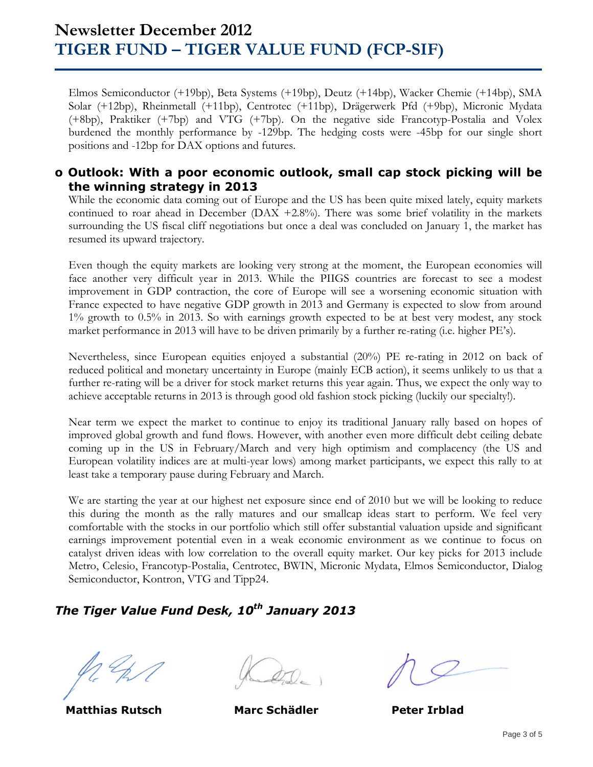Elmos Semiconductor (+19bp), Beta Systems (+19bp), Deutz (+14bp), Wacker Chemie (+14bp), SMA Solar (+12bp), Rheinmetall (+11bp), Centrotec (+11bp), Drägerwerk Pfd (+9bp), Micronic Mydata (+8bp), Praktiker (+7bp) and VTG (+7bp). On the negative side Francotyp-Postalia and Volex burdened the monthly performance by -129bp. The hedging costs were -45bp for our single short positions and -12bp for DAX options and futures.

- **Outlook: With a poor economic outlook, small cap stock picking will be the winning strategy in 2013**

While the economic data coming out of Europe and the US has been quite mixed lately, equity markets continued to roar ahead in December (DAX +2.8%). There was some brief volatility in the markets surrounding the US fiscal cliff negotiations but once a deal was concluded on January 1, the market has resumed its upward trajectory.

Even though the equity markets are looking very strong at the moment, the European economies will face another very difficult year in 2013. While the PIIGS countries are forecast to see a modest improvement in GDP contraction, the core of Europe will see a worsening economic situation with France expected to have negative GDP growth in 2013 and Germany is expected to slow from around 1% growth to 0.5% in 2013. So with earnings growth expected to be at best very modest, any stock market performance in 2013 will have to be driven primarily by a further re-rating (i.e. higher PE's).

Nevertheless, since European equities enjoyed a substantial (20%) PE re-rating in 2012 on back of reduced political and monetary uncertainty in Europe (mainly ECB action), it seems unlikely to us that a further re-rating will be a driver for stock market returns this year again. Thus, we expect the only way to achieve acceptable returns in 2013 is through good old fashion stock picking (luckily our specialty!).

Near term we expect the market to continue to enjoy its traditional January rally based on hopes of improved global growth and fund flows. However, with another even more difficult debt ceiling debate coming up in the US in February/March and very high optimism and complacency (the US and European volatility indices are at multi-year lows) among market participants, we expect this rally to at least take a temporary pause during February and March.

We are starting the year at our highest net exposure since end of 2010 but we will be looking to reduce this during the month as the rally matures and our smallcap ideas start to perform. We feel very comfortable with the stocks in our portfolio which still offer substantial valuation upside and significant earnings improvement potential even in a weak economic environment as we continue to focus on catalyst driven ideas with low correlation to the overall equity market. Our key picks for 2013 include Metro, Celesio, Francotyp-Postalia, Centrotec, BWIN, Micronic Mydata, Elmos Semiconductor, Dialog Semiconductor, Kontron, VTG and Tipp24.

***The Tiger Value Fund Desk, 10th January 2013***

**Matthias Rutsch** **Marc Schädler** **Peter Irblad**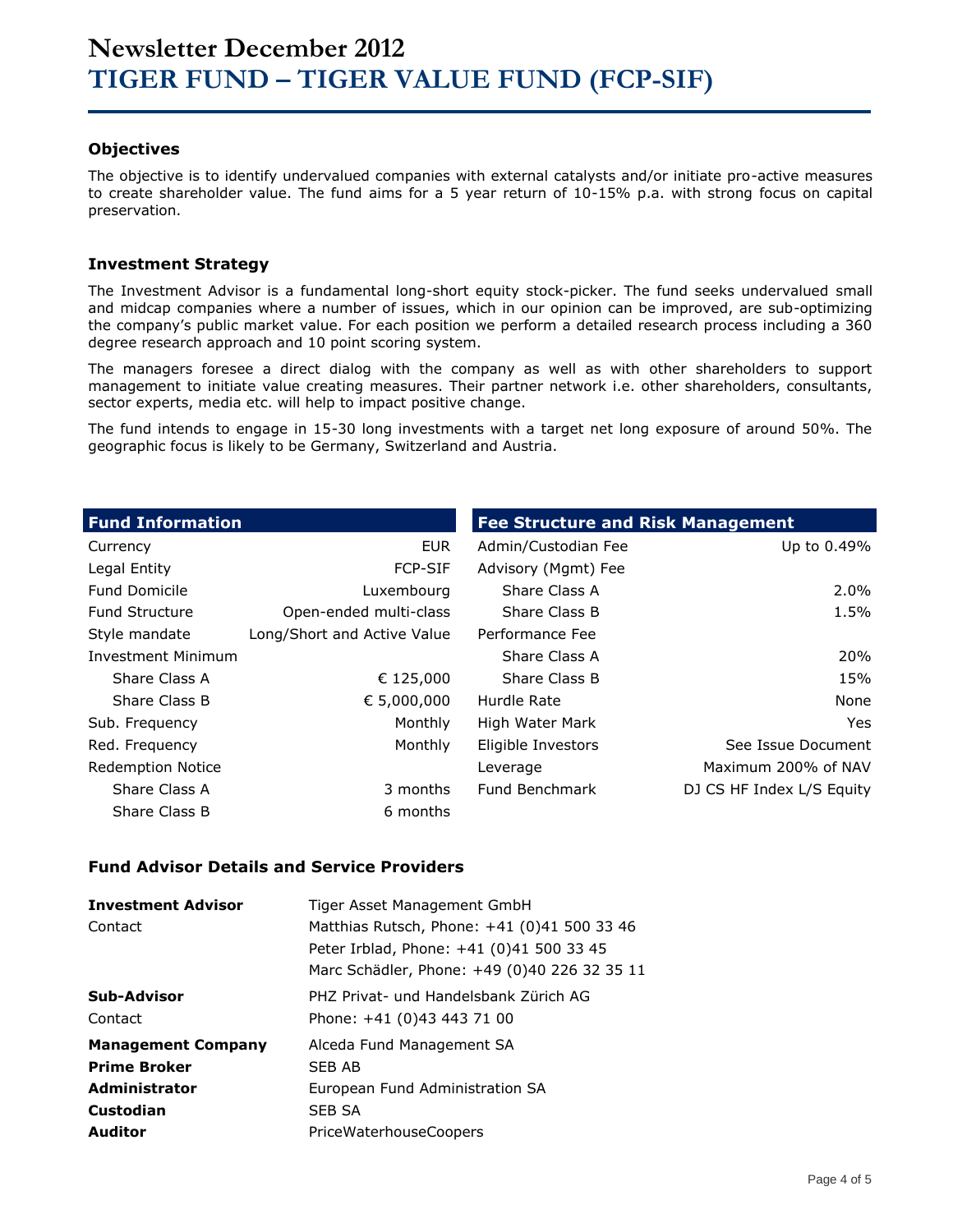# Newsletter December 2012
# TIGER FUND – TIGER VALUE FUND (FCP-SIF)

### Objectives

The objective is to identify undervalued companies with external catalysts and/or initiate pro-active measures to create shareholder value. The fund aims for a 5 year return of 10-15% p.a. with strong focus on capital preservation.

### Investment Strategy

The Investment Advisor is a fundamental long-short equity stock-picker. The fund seeks undervalued small and midcap companies where a number of issues, which in our opinion can be improved, are sub-optimizing the company's public market value. For each position we perform a detailed research process including a 360 degree research approach and 10 point scoring system.

The managers foresee a direct dialog with the company as well as with other shareholders to support management to initiate value creating measures. Their partner network i.e. other shareholders, consultants, sector experts, media etc. will help to impact positive change.

The fund intends to engage in 15-30 long investments with a target net long exposure of around 50%. The geographic focus is likely to be Germany, Switzerland and Austria.

| Fund Information | |
|---|---|
| Currency | EUR |
| Legal Entity | FCP-SIF |
| Fund Domicile | Luxembourg |
| Fund Structure | Open-ended multi-class |
| Style mandate | Long/Short and Active Value |
| Investment Minimum | |
| Share Class A | € 125,000 |
| Share Class B | € 5,000,000 |
| Sub. Frequency | Monthly |
| Red. Frequency | Monthly |
| Redemption Notice | |
| Share Class A | 3 months |
| Share Class B | 6 months |

| Fee Structure and Risk Management | |
|---|---|
| Admin/Custodian Fee | Up to 0.49% |
| Advisory (Mgmt) Fee | |
| Share Class A | 2.0% |
| Share Class B | 1.5% |
| Performance Fee | |
| Share Class A | 20% |
| Share Class B | 15% |
| Hurdle Rate | None |
| High Water Mark | Yes |
| Eligible Investors | See Issue Document |
| Leverage | Maximum 200% of NAV |
| Fund Benchmark | DJ CS HF Index L/S Equity |

### Fund Advisor Details and Service Providers

| | |
|---|---|
| **Investment Advisor** | Tiger Asset Management GmbH |
| Contact | Matthias Rutsch, Phone: +41 (0)41 500 33 46 |
| | Peter Irblad, Phone: +41 (0)41 500 33 45 |
| | Marc Schädler, Phone: +49 (0)40 226 32 35 11 |
| **Sub-Advisor** | PHZ Privat- und Handelsbank Zürich AG |
| Contact | Phone: +41 (0)43 443 71 00 |
| **Management Company** | Alceda Fund Management SA |
| **Prime Broker** | SEB AB |
| **Administrator** | European Fund Administration SA |
| **Custodian** | SEB SA |
| **Auditor** | PriceWaterhouseCoopers |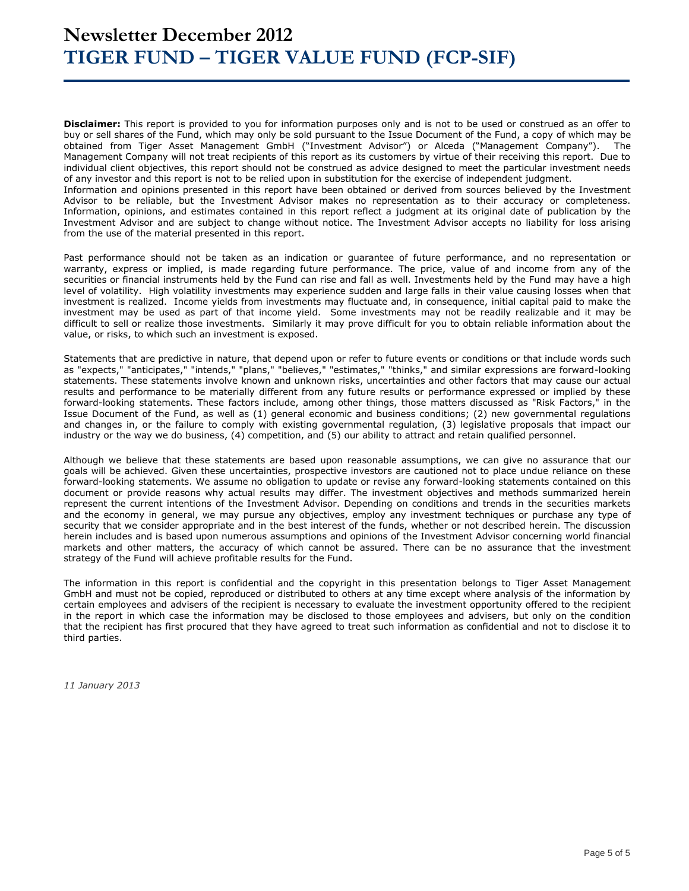# Newsletter December 2012
# TIGER FUND – TIGER VALUE FUND (FCP-SIF)

**Disclaimer:** This report is provided to you for information purposes only and is not to be used or construed as an offer to buy or sell shares of the Fund, which may only be sold pursuant to the Issue Document of the Fund, a copy of which may be obtained from Tiger Asset Management GmbH ("Investment Advisor") or Alceda ("Management Company"). The Management Company will not treat recipients of this report as its customers by virtue of their receiving this report. Due to individual client objectives, this report should not be construed as advice designed to meet the particular investment needs of any investor and this report is not to be relied upon in substitution for the exercise of independent judgment.
Information and opinions presented in this report have been obtained or derived from sources believed by the Investment Advisor to be reliable, but the Investment Advisor makes no representation as to their accuracy or completeness. Information, opinions, and estimates contained in this report reflect a judgment at its original date of publication by the Investment Advisor and are subject to change without notice. The Investment Advisor accepts no liability for loss arising from the use of the material presented in this report.

Past performance should not be taken as an indication or guarantee of future performance, and no representation or warranty, express or implied, is made regarding future performance. The price, value of and income from any of the securities or financial instruments held by the Fund can rise and fall as well. Investments held by the Fund may have a high level of volatility. High volatility investments may experience sudden and large falls in their value causing losses when that investment is realized. Income yields from investments may fluctuate and, in consequence, initial capital paid to make the investment may be used as part of that income yield. Some investments may not be readily realizable and it may be difficult to sell or realize those investments. Similarly it may prove difficult for you to obtain reliable information about the value, or risks, to which such an investment is exposed.

Statements that are predictive in nature, that depend upon or refer to future events or conditions or that include words such as "expects," "anticipates," "intends," "plans," "believes," "estimates," "thinks," and similar expressions are forward-looking statements. These statements involve known and unknown risks, uncertainties and other factors that may cause our actual results and performance to be materially different from any future results or performance expressed or implied by these forward-looking statements. These factors include, among other things, those matters discussed as "Risk Factors," in the Issue Document of the Fund, as well as (1) general economic and business conditions; (2) new governmental regulations and changes in, or the failure to comply with existing governmental regulation, (3) legislative proposals that impact our industry or the way we do business, (4) competition, and (5) our ability to attract and retain qualified personnel.

Although we believe that these statements are based upon reasonable assumptions, we can give no assurance that our goals will be achieved. Given these uncertainties, prospective investors are cautioned not to place undue reliance on these forward-looking statements. We assume no obligation to update or revise any forward-looking statements contained on this document or provide reasons why actual results may differ. The investment objectives and methods summarized herein represent the current intentions of the Investment Advisor. Depending on conditions and trends in the securities markets and the economy in general, we may pursue any objectives, employ any investment techniques or purchase any type of security that we consider appropriate and in the best interest of the funds, whether or not described herein. The discussion herein includes and is based upon numerous assumptions and opinions of the Investment Advisor concerning world financial markets and other matters, the accuracy of which cannot be assured. There can be no assurance that the investment strategy of the Fund will achieve profitable results for the Fund.

The information in this report is confidential and the copyright in this presentation belongs to Tiger Asset Management GmbH and must not be copied, reproduced or distributed to others at any time except where analysis of the information by certain employees and advisers of the recipient is necessary to evaluate the investment opportunity offered to the recipient in the report in which case the information may be disclosed to those employees and advisers, but only on the condition that the recipient has first procured that they have agreed to treat such information as confidential and not to disclose it to third parties.

*11 January 2013*